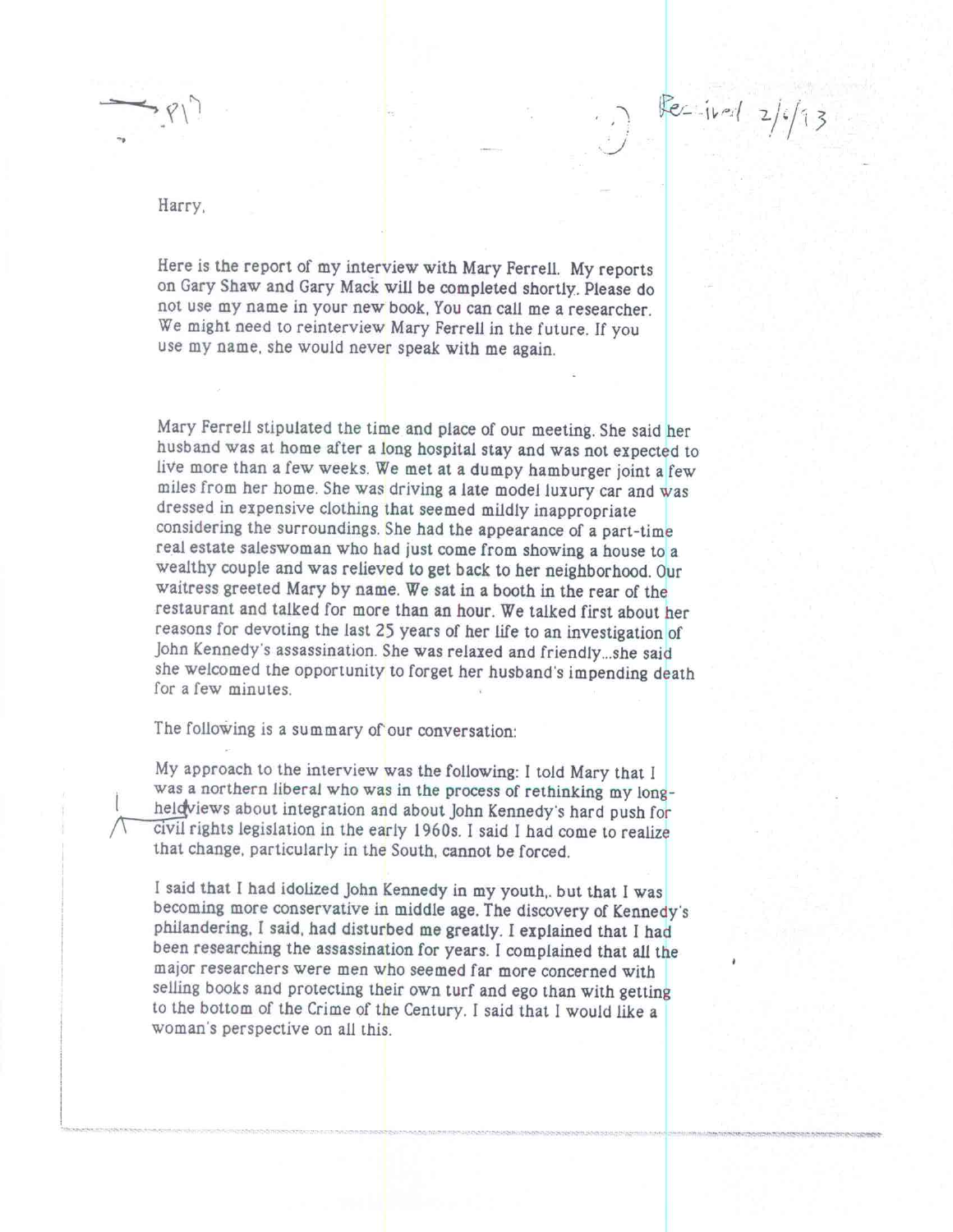Harry,

Here is the report of my interview with Mary Ferrell. My reports on Gary Shaw and Gary Mack will be completed shortly. Please do not use my name in your new book, You can call me a researcher. We might need to reinterview Mary Ferrell in the future. If you use my name, she would never speak with me again.

Mary Ferrell stipulated the time and place of our meeting. She said her husband was at home after a long hospital stay and was not expected to live more than a few weeks. We met at a dumpy hamburger joint a few miles from her home. She was driving a late model luxury car and was dressed in expensive clothing that seemed mildly inappropriate considering the surroundings. She had the appearance of a part-time real estate saleswoman who had just come from showing a house to a wealthy couple and was relieved to get back to her neighborhood. Our waitress greeted Mary by name. We sat in a booth in the rear of the restaurant and talked for more than an hour. We talked first about her reasons for devoting the last 25 years of her life to an investigation of John Kennedy's assassination. She was relaxed and friendly...she said she welcomed the opportunity to forget her husband's impending death for a few minutes.

The following is a summary of our conversation:

My approach to the interview was the following: I told Mary that I was a northern liberal who was in the process of rethinking my long-held views about integration and about John Kennedy's hard push for civil rights legislation in the early 1960s. I said I had come to realize that change, particularly in the South, cannot be forced.

I said that I had idolized John Kennedy in my youth,. but that I was becoming more conservative in middle age. The discovery of Kennedy's philandering, I said, had disturbed me greatly. I explained that I had been researching the assassination for years. I complained that all the major researchers were men who seemed far more concerned with selling books and protecting their own turf and ego than with getting to the bottom of the Crime of the Century. I said that I would like a woman's perspective on all this.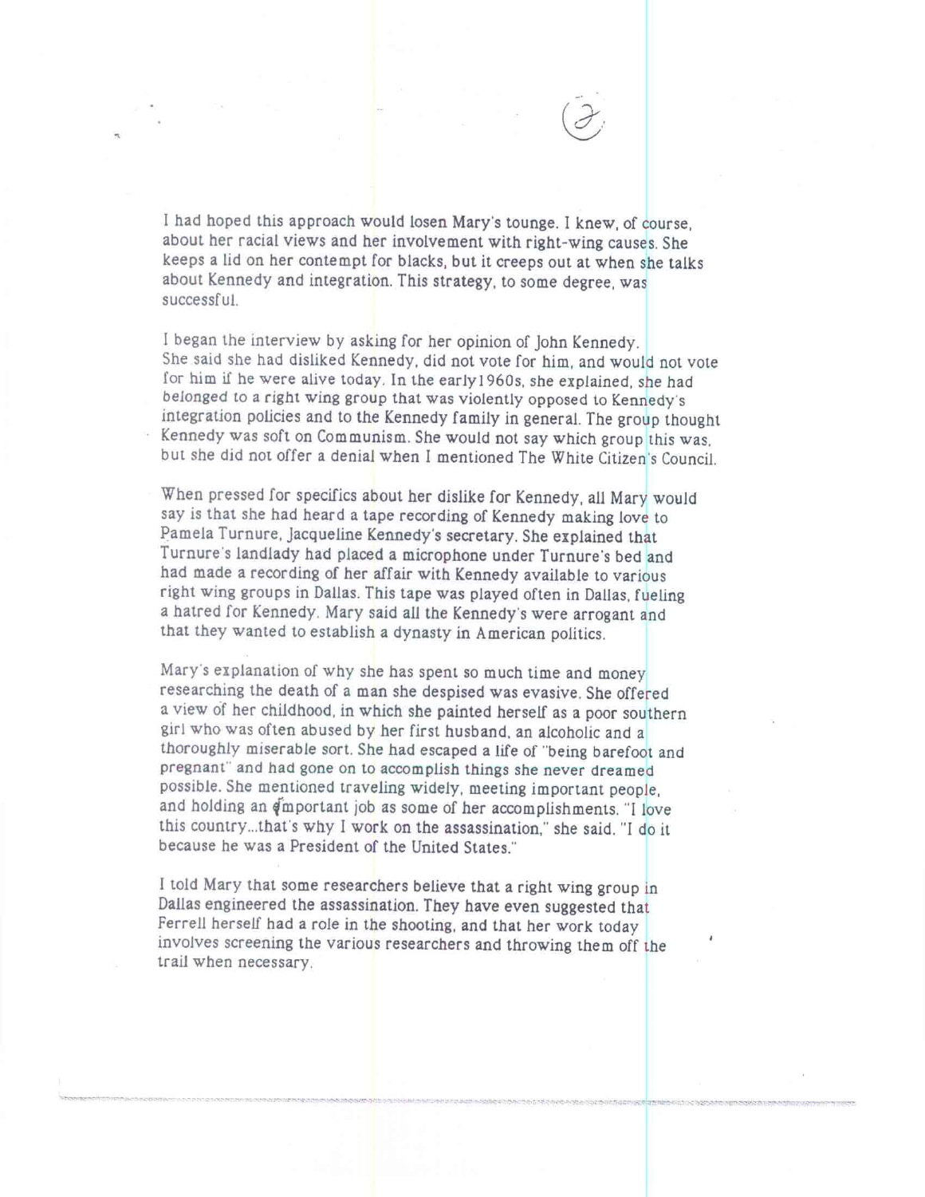I had hoped this approach would losen Mary's tounge. I knew, of course, about her racial views and her involvement with right-wing causes. She keeps a lid on her contempt for blacks, but it creeps out at when she talks about Kennedy and integration. This strategy, to some degree, was successful.

I began the interview by asking for her opinion of John Kennedy. She said she had disliked Kennedy, did not vote for him, and would not vote for him if he were alive today. In the early1960s, she explained, she had belonged to a right wing group that was violently opposed to Kennedy's integration policies and to the Kennedy family in general. The group thought Kennedy was soft on Communism. She would not say which group this was, but she did not offer a denial when I mentioned The White Citizen's Council.

When pressed for specifics about her dislike for Kennedy, all Mary would say is that she had heard a tape recording of Kennedy making love to Pamela Turnure, Jacqueline Kennedy's secretary. She explained that Turnure's landlady had placed a microphone under Turnure's bed and had made a recording of her affair with Kennedy available to various right wing groups in Dallas. This tape was played often in Dallas, fueling a hatred for Kennedy. Mary said all the Kennedy's were arrogant and that they wanted to establish a dynasty in American politics.

Mary's explanation of why she has spent so much time and money researching the death of a man she despised was evasive. She offered a view of her childhood, in which she painted herself as a poor southern girl who was often abused by her first husband, an alcoholic and a thoroughly miserable sort. She had escaped a life of "being barefoot and pregnant" and had gone on to accomplish things she never dreamed possible. She mentioned traveling widely, meeting important people, and holding an important job as some of her accomplishments. "I love this country...that's why I work on the assassination," she said. "I do it because he was a President of the United States."

I told Mary that some researchers believe that a right wing group in Dallas engineered the assassination. They have even suggested that Ferrell herself had a role in the shooting, and that her work today involves screening the various researchers and throwing them off the trail when necessary.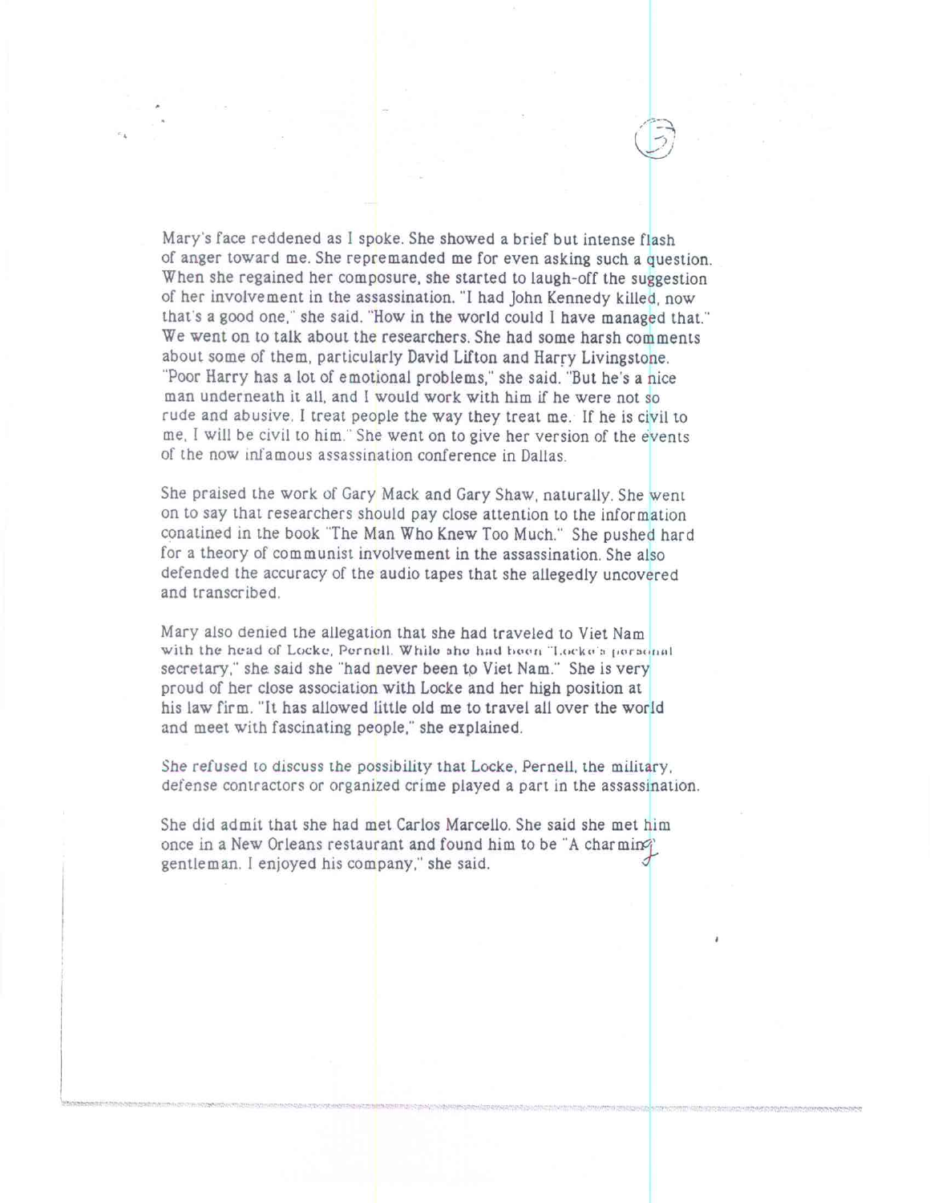Mary's face reddened as I spoke. She showed a brief but intense flash of anger toward me. She repremanded me for even asking such a question. When she regained her composure, she started to laugh-off the suggestion of her involvement in the assassination. "I had John Kennedy killed, now that's a good one," she said. "How in the world could I have managed that." We went on to talk about the researchers. She had some harsh comments about some of them, particularly David Lifton and Harry Livingstone. "Poor Harry has a lot of emotional problems," she said. "But he's a nice man underneath it all, and I would work with him if he were not so rude and abusive. I treat people the way they treat me. If he is civil to me, I will be civil to him." She went on to give her version of the events of the now infamous assassination conference in Dallas.

She praised the work of Gary Mack and Gary Shaw, naturally. She went on to say that researchers should pay close attention to the information conatined in the book "The Man Who Knew Too Much." She pushed hard for a theory of communist involvement in the assassination. She also defended the accuracy of the audio tapes that she allegedly uncovered and transcribed.

Mary also denied the allegation that she had traveled to Viet Nam with the head of Locke, Pernell. While she had been "Locke's personal secretary," she said she "had never been to Viet Nam." She is very proud of her close association with Locke and her high position at his law firm. "It has allowed little old me to travel all over the world and meet with fascinating people," she explained.

She refused to discuss the possibility that Locke, Pernell, the military, defense contractors or organized crime played a part in the assassination.

She did admit that she had met Carlos Marcello. She said she met him once in a New Orleans restaurant and found him to be "A charming gentleman. I enjoyed his company," she said.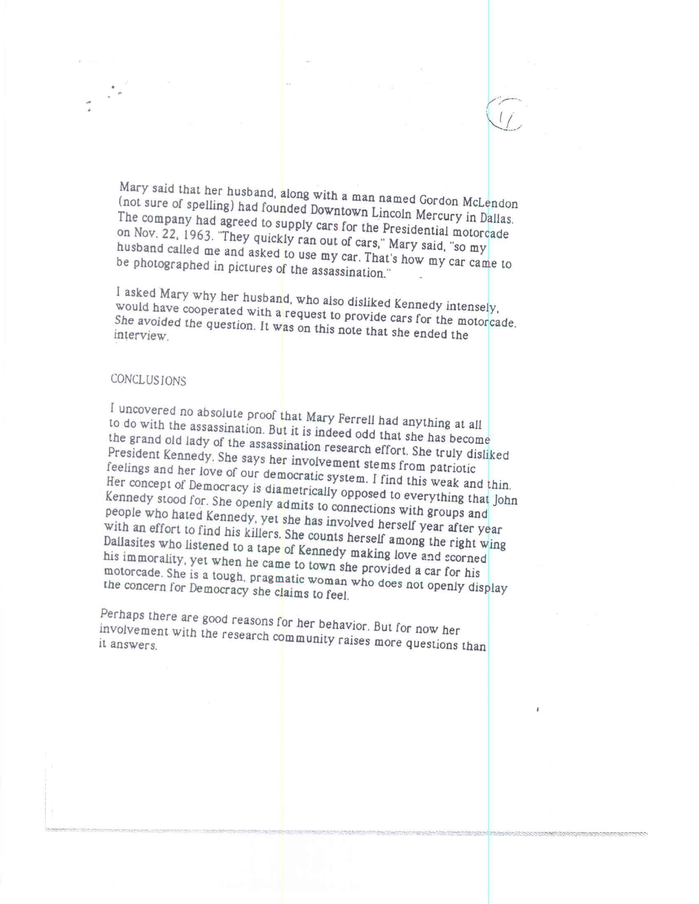Mary said that her husband, along with a man named Gordon McLendon (not sure of spelling) had founded Downtown Lincoln Mercury in Dallas. The company had agreed to supply cars for the Presidential motorcade on Nov. 22, 1963. "They quickly ran out of cars," Mary said, "so my husband called me and asked to use my car. That's how my car came to be photographed in pictures of the assassination."

I asked Mary why her husband, who also disliked Kennedy intensely, would have cooperated with a request to provide cars for the motorcade. She avoided the question. It was on this note that she ended the interview.

## CONCLUSIONS

I uncovered no absolute proof that Mary Ferrell had anything at all to do with the assassination. But it is indeed odd that she has become the grand old lady of the assassination research effort. She truly disliked President Kennedy. She says her involvement stems from patriotic feelings and her love of our democratic system. I find this weak and thin. Her concept of Democracy is diametrically opposed to everything that John Kennedy stood for. She openly admits to connections with groups and people who hated Kennedy, yet she has involved herself year after year with an effort to find his killers. She counts herself among the right wing Dallasites who listened to a tape of Kennedy making love and scorned his immorality, yet when he came to town she provided a car for his motorcade. She is a tough, pragmatic woman who does not openly display the concern for Democracy she claims to feel.

Perhaps there are good reasons for her behavior. But for now her involvement with the research community raises more questions than it answers.